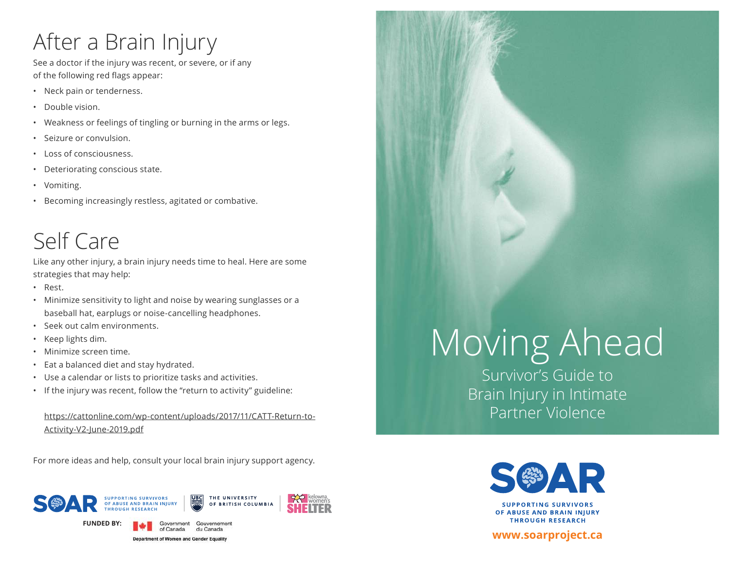# After a Brain Injury

See a doctor if the injury was recent, or severe, or if any of the following red flags appear:

- Neck pain or tenderness.
- Double vision.
- Weakness or feelings of tingling or burning in the arms or legs.
- Seizure or convulsion.
- Loss of consciousness.
- Deteriorating conscious state.
- Vomiting.
- Becoming increasingly restless, agitated or combative.

# Self Care

Like any other injury, a brain injury needs time to heal. Here are some strategies that may help:

- Rest.
- Minimize sensitivity to light and noise by wearing sunglasses or a baseball hat, earplugs or noise-cancelling headphones.
- Seek out calm environments.
- Keep lights dim.
- Minimize screen time.
- Eat a balanced diet and stay hydrated.
- Use a calendar or lists to prioritize tasks and activities.
- If the injury was recent, follow the "return to activity" guideline:

  https://cattonline.com/wp-content/uploads/2017/11/CATT-Return-to-Activity-V2-June-2019.pdf

For more ideas and help, consult your local brain injury support agency.

SOAR SUPPORTING SURVIVORS OF ABUSE AND BRAIN INJURY THROUGH RESEARCH | THE UNIVERSITY OF BRITISH COLUMBIA | kelowna women's SHELTER

**FUNDED BY:** Government of Canada / Gouvernement du Canada

Department of Women and Gender Equality

# Moving Ahead

## Survivor's Guide to Brain Injury in Intimate Partner Violence

**SOAR**

**SUPPORTING SURVIVORS OF ABUSE AND BRAIN INJURY THROUGH RESEARCH**

**www.soarproject.ca**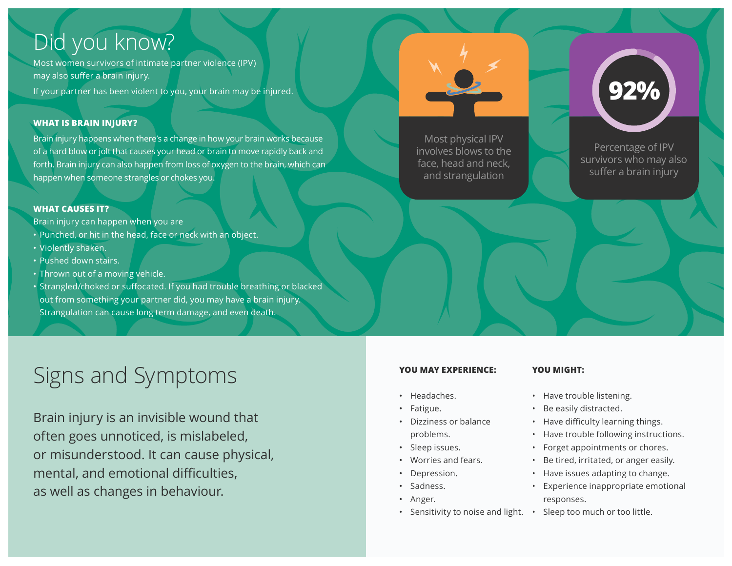# Did you know?

Most women survivors of intimate partner violence (IPV) may also suffer a brain injury.

If your partner has been violent to you, your brain may be injured.

Most physical IPV involves blows to the face, head and neck, and strangulation

92%

Percentage of IPV survivors who may also suffer a brain injury

### WHAT IS BRAIN INJURY?

Brain injury happens when there's a change in how your brain works because of a hard blow or jolt that causes your head or brain to move rapidly back and forth. Brain injury can also happen from loss of oxygen to the brain, which can happen when someone strangles or chokes you.

### WHAT CAUSES IT?

Brain injury can happen when you are

- Punched, or hit in the head, face or neck with an object.
- Violently shaken.
- Pushed down stairs.
- Thrown out of a moving vehicle.
- Strangled/choked or suffocated. If you had trouble breathing or blacked out from something your partner did, you may have a brain injury. Strangulation can cause long term damage, and even death.

# Signs and Symptoms

Brain injury is an invisible wound that often goes unnoticed, is mislabeled, or misunderstood. It can cause physical, mental, and emotional difficulties, as well as changes in behaviour.

**YOU MAY EXPERIENCE:**

- Headaches.
- Fatigue.
- Dizziness or balance problems.
- Sleep issues.
- Worries and fears.
- Depression.
- Sadness.
- Anger.
- Sensitivity to noise and light.

**YOU MIGHT:**

- Have trouble listening.
- Be easily distracted.
- Have difficulty learning things.
- Have trouble following instructions.
- Forget appointments or chores.
- Be tired, irritated, or anger easily.
- Have issues adapting to change.
- Experience inappropriate emotional responses.
- Sleep too much or too little.